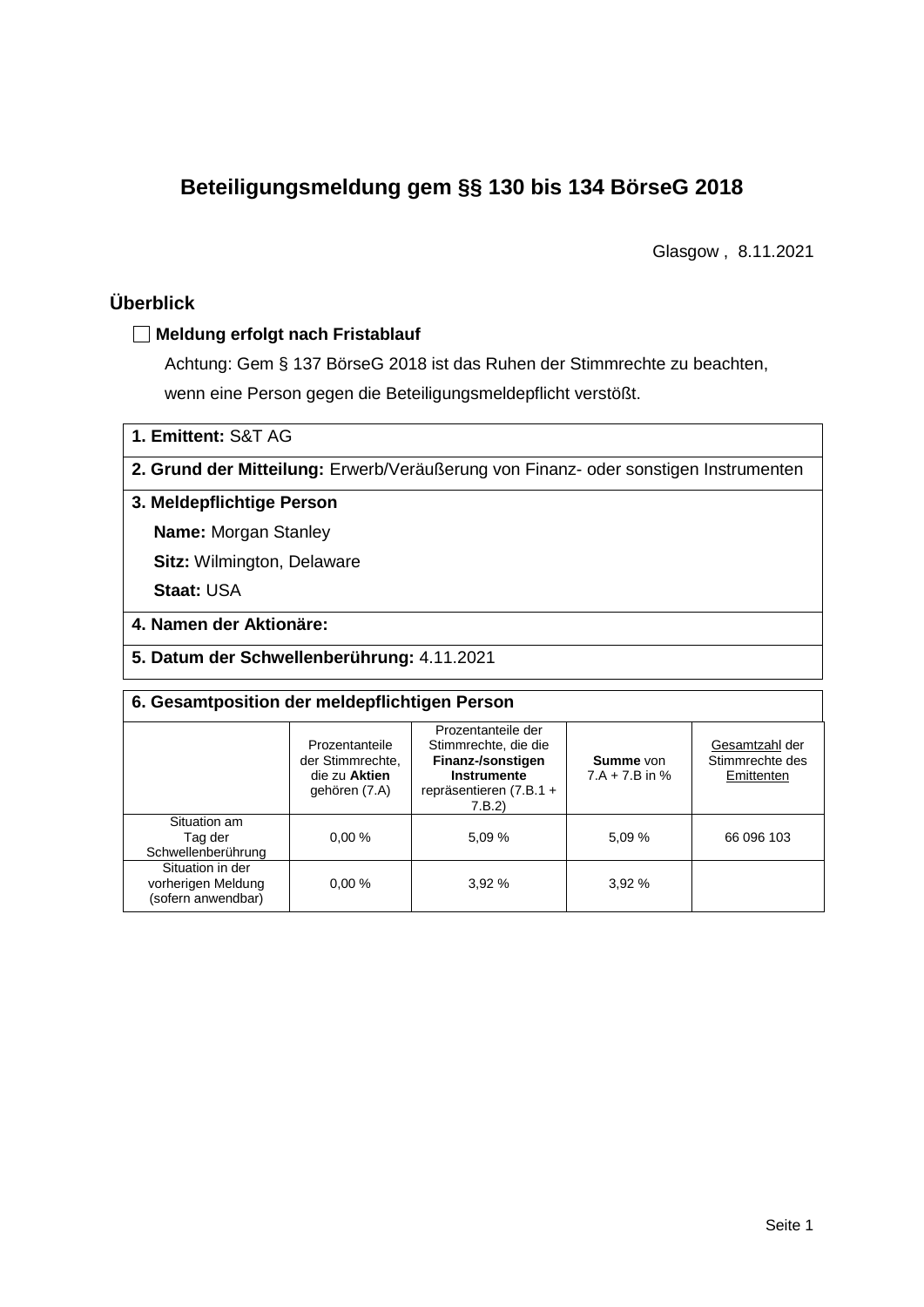# Beteiligungsmeldung gem §§ 130 bis 134 BörseG 2018

Glasgow , 8.11.2021

## Überblick

☐ **Meldung erfolgt nach Fristablauf**

Achtung: Gem § 137 BörseG 2018 ist das Ruhen der Stimmrechte zu beachten, wenn eine Person gegen die Beteiligungsmeldepflicht verstößt.

**1. Emittent:** S&T AG

**2. Grund der Mitteilung:** Erwerb/Veräußerung von Finanz- oder sonstigen Instrumenten

**3. Meldepflichtige Person**

**Name:** Morgan Stanley

**Sitz:** Wilmington, Delaware

**Staat:** USA

**4. Namen der Aktionäre:**

**5. Datum der Schwellenberührung:** 4.11.2021

**6. Gesamtposition der meldepflichtigen Person**

| | Prozentanteile der Stimmrechte, die zu **Aktien** gehören (7.A) | Prozentanteile der Stimmrechte, die die **Finanz-/sonstigen Instrumente** repräsentieren (7.B.1 + 7.B.2) | **Summe** von 7.A + 7.B in % | Gesamtzahl der Stimmrechte des Emittenten |
|---|---|---|---|---|
| Situation am Tag der Schwellenberührung | 0,00 % | 5,09 % | 5,09 % | 66 096 103 |
| Situation in der vorherigen Meldung (sofern anwendbar) | 0,00 % | 3,92 % | 3,92 % | |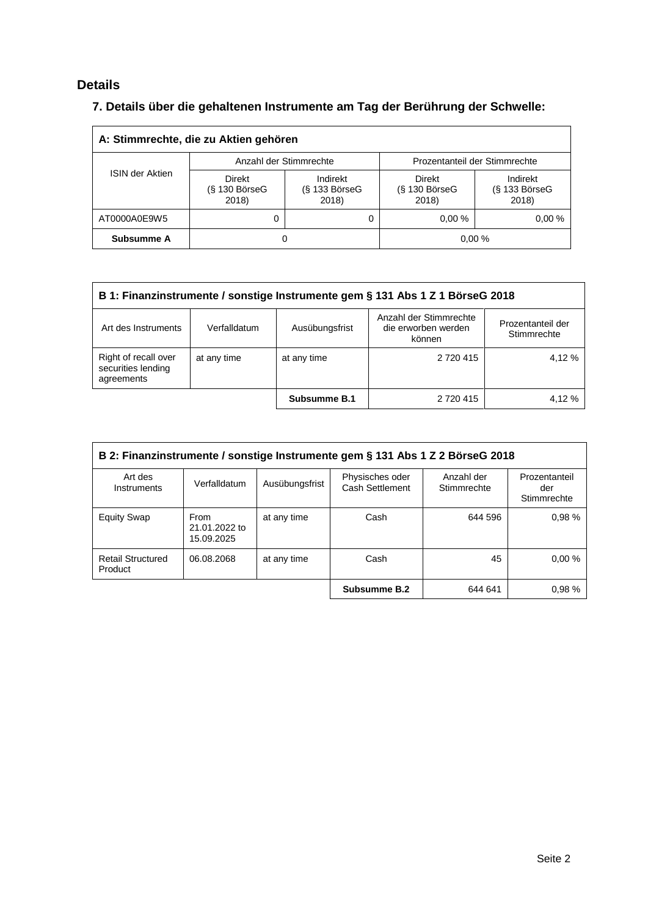## Details

### 7. Details über die gehaltenen Instrumente am Tag der Berührung der Schwelle:

| **A: Stimmrechte, die zu Aktien gehören** | | | | |
|---|---|---|---|---|
| ISIN der Aktien | Anzahl der Stimmrechte | | Prozentanteil der Stimmrechte | |
| | Direkt (§ 130 BörseG 2018) | Indirekt (§ 133 BörseG 2018) | Direkt (§ 130 BörseG 2018) | Indirekt (§ 133 BörseG 2018) |
| AT0000A0E9W5 | 0 | 0 | 0,00 % | 0,00 % |
| **Subsumme A** | 0 | | 0,00 % | |

| **B 1: Finanzinstrumente / sonstige Instrumente gem § 131 Abs 1 Z 1 BörseG 2018** | | | | |
|---|---|---|---|---|
| Art des Instruments | Verfalldatum | Ausübungsfrist | Anzahl der Stimmrechte die erworben werden können | Prozentanteil der Stimmrechte |
| Right of recall over securities lending agreements | at any time | at any time | 2 720 415 | 4,12 % |
| | | **Subsumme B.1** | 2 720 415 | 4,12 % |

| **B 2: Finanzinstrumente / sonstige Instrumente gem § 131 Abs 1 Z 2 BörseG 2018** | | | | | |
|---|---|---|---|---|---|
| Art des Instruments | Verfalldatum | Ausübungsfrist | Physisches oder Cash Settlement | Anzahl der Stimmrechte | Prozentanteil der Stimmrechte |
| Equity Swap | From 21.01.2022 to 15.09.2025 | at any time | Cash | 644 596 | 0,98 % |
| Retail Structured Product | 06.08.2068 | at any time | Cash | 45 | 0,00 % |
| | | | **Subsumme B.2** | 644 641 | 0,98 % |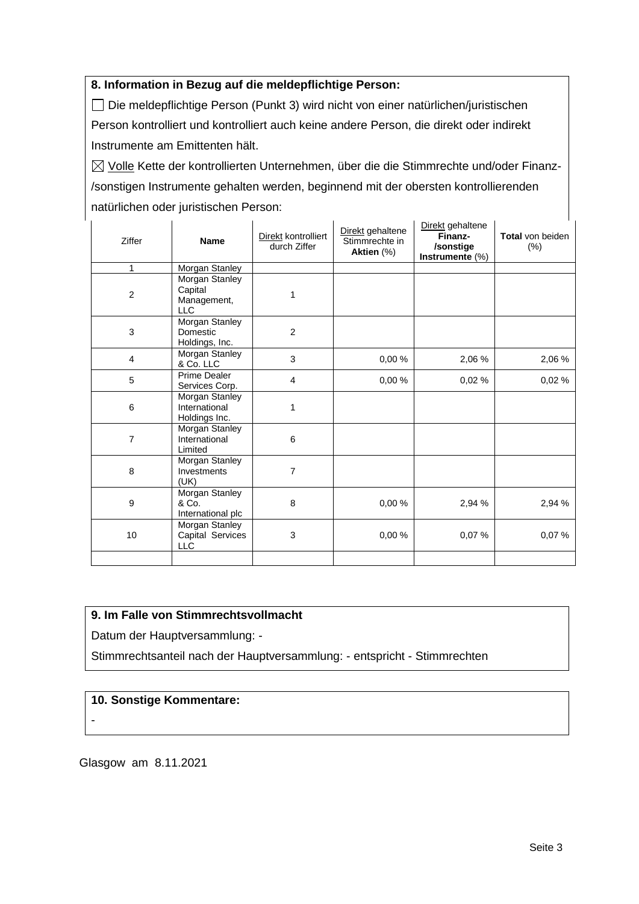**8. Information in Bezug auf die meldepflichtige Person:**

☐ Die meldepflichtige Person (Punkt 3) wird nicht von einer natürlichen/juristischen Person kontrolliert und kontrolliert auch keine andere Person, die direkt oder indirekt Instrumente am Emittenten hält.

☒ Volle Kette der kontrollierten Unternehmen, über die die Stimmrechte und/oder Finanz-/sonstigen Instrumente gehalten werden, beginnend mit der obersten kontrollierenden natürlichen oder juristischen Person:

| Ziffer | Name | Direkt kontrolliert durch Ziffer | Direkt gehaltene Stimmrechte in Aktien (%) | Direkt gehaltene Finanz-/sonstige Instrumente (%) | Total von beiden (%) |
|---|---|---|---|---|---|
| 1 | Morgan Stanley | | | | |
| 2 | Morgan Stanley Capital Management, LLC | 1 | | | |
| 3 | Morgan Stanley Domestic Holdings, Inc. | 2 | | | |
| 4 | Morgan Stanley & Co. LLC | 3 | 0,00 % | 2,06 % | 2,06 % |
| 5 | Prime Dealer Services Corp. | 4 | 0,00 % | 0,02 % | 0,02 % |
| 6 | Morgan Stanley International Holdings Inc. | 1 | | | |
| 7 | Morgan Stanley International Limited | 6 | | | |
| 8 | Morgan Stanley Investments (UK) | 7 | | | |
| 9 | Morgan Stanley & Co. International plc | 8 | 0,00 % | 2,94 % | 2,94 % |
| 10 | Morgan Stanley Capital Services LLC | 3 | 0,00 % | 0,07 % | 0,07 % |
| | | | | | |

**9. Im Falle von Stimmrechtsvollmacht**

Datum der Hauptversammlung: -

Stimmrechtsanteil nach der Hauptversammlung: - entspricht - Stimmrechten

**10. Sonstige Kommentare:**

-

Glasgow am 8.11.2021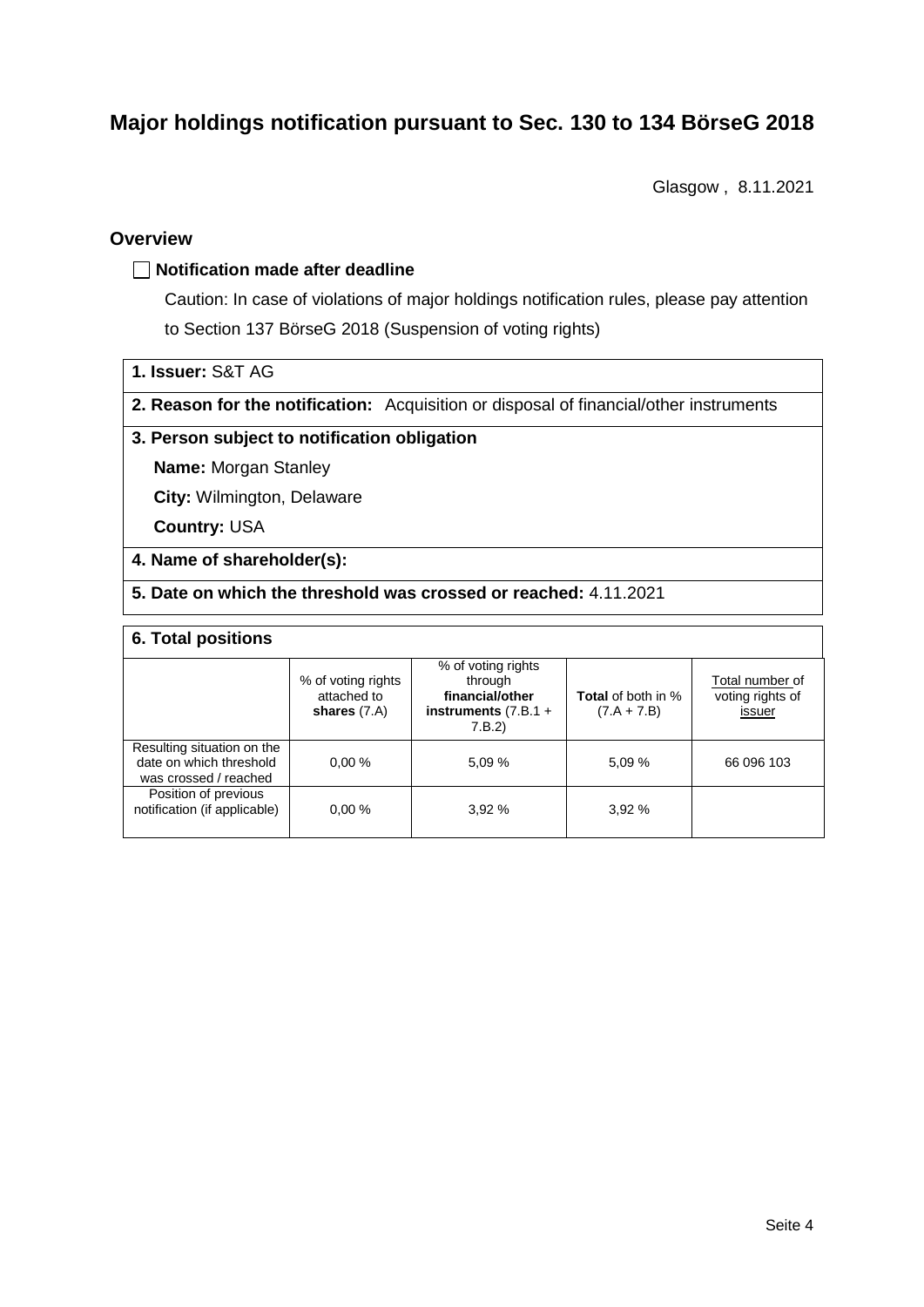# Major holdings notification pursuant to Sec. 130 to 134 BörseG 2018

Glasgow , 8.11.2021

## Overview

☐ **Notification made after deadline**

Caution: In case of violations of major holdings notification rules, please pay attention to Section 137 BörseG 2018 (Suspension of voting rights)

**1. Issuer:** S&T AG

**2. Reason for the notification:** Acquisition or disposal of financial/other instruments

**3. Person subject to notification obligation**

**Name:** Morgan Stanley

**City:** Wilmington, Delaware

**Country:** USA

**4. Name of shareholder(s):**

**5. Date on which the threshold was crossed or reached:** 4.11.2021

**6. Total positions**

| | % of voting rights attached to **shares** (7.A) | % of voting rights through **financial/other instruments** (7.B.1 + 7.B.2) | **Total** of both in % (7.A + 7.B) | Total number of voting rights of issuer |
|---|---|---|---|---|
| Resulting situation on the date on which threshold was crossed / reached | 0,00 % | 5,09 % | 5,09 % | 66 096 103 |
| Position of previous notification (if applicable) | 0,00 % | 3,92 % | 3,92 % | |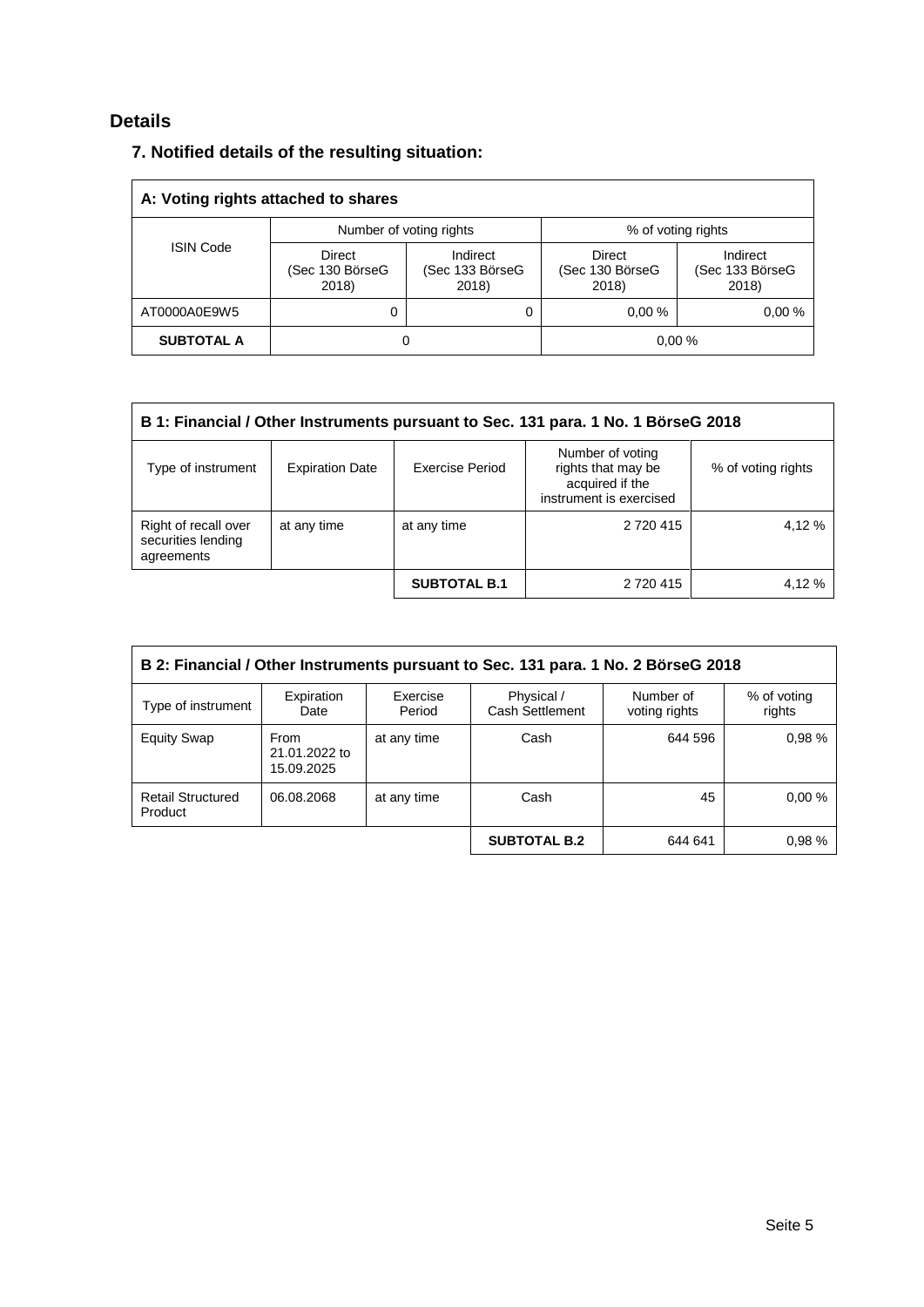# Details

## 7. Notified details of the resulting situation:

| A: Voting rights attached to shares | | | | |
|---|---|---|---|---|
| ISIN Code | Number of voting rights | | % of voting rights | |
| | Direct (Sec 130 BörseG 2018) | Indirect (Sec 133 BörseG 2018) | Direct (Sec 130 BörseG 2018) | Indirect (Sec 133 BörseG 2018) |
| AT0000A0E9W5 | 0 | 0 | 0,00 % | 0,00 % |
| **SUBTOTAL A** | 0 | | 0,00 % | |

| B 1: Financial / Other Instruments pursuant to Sec. 131 para. 1 No. 1 BörseG 2018 | | | | |
|---|---|---|---|---|
| Type of instrument | Expiration Date | Exercise Period | Number of voting rights that may be acquired if the instrument is exercised | % of voting rights |
| Right of recall over securities lending agreements | at any time | at any time | 2 720 415 | 4,12 % |
| | | **SUBTOTAL B.1** | 2 720 415 | 4,12 % |

| B 2: Financial / Other Instruments pursuant to Sec. 131 para. 1 No. 2 BörseG 2018 | | | | | |
|---|---|---|---|---|---|
| Type of instrument | Expiration Date | Exercise Period | Physical / Cash Settlement | Number of voting rights | % of voting rights |
| Equity Swap | From 21.01.2022 to 15.09.2025 | at any time | Cash | 644 596 | 0,98 % |
| Retail Structured Product | 06.08.2068 | at any time | Cash | 45 | 0,00 % |
| | | | **SUBTOTAL B.2** | 644 641 | 0,98 % |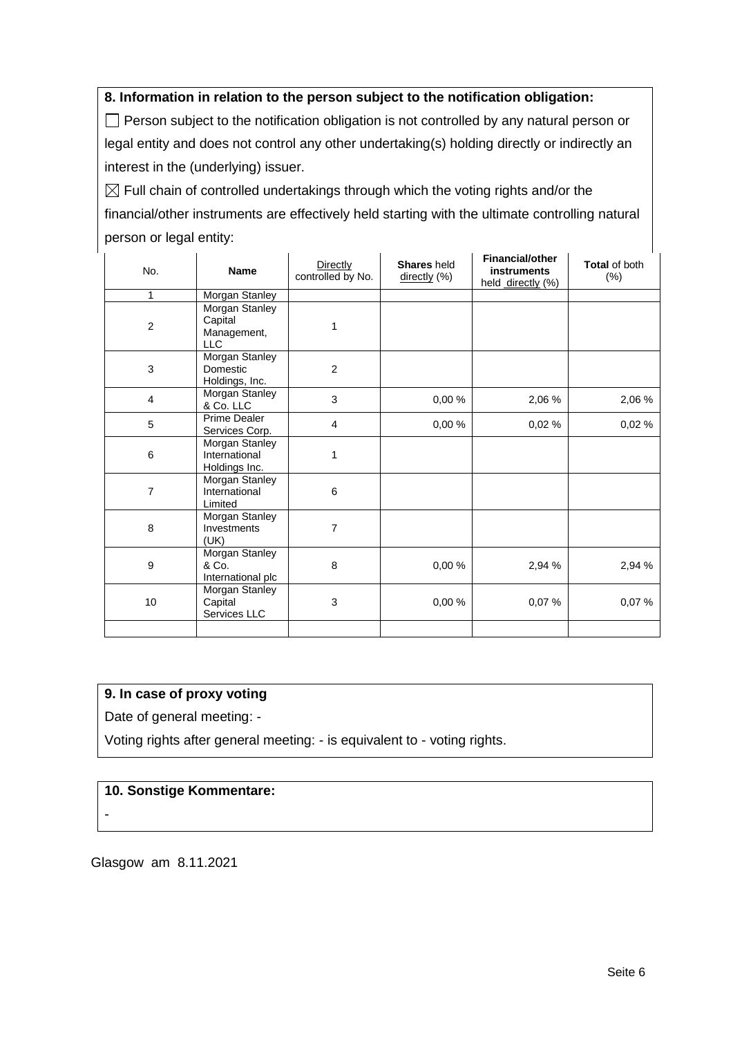**8. Information in relation to the person subject to the notification obligation:**

☐ Person subject to the notification obligation is not controlled by any natural person or legal entity and does not control any other undertaking(s) holding directly or indirectly an interest in the (underlying) issuer.

☒ Full chain of controlled undertakings through which the voting rights and/or the financial/other instruments are effectively held starting with the ultimate controlling natural person or legal entity:

| No. | **Name** | Directly controlled by No. | **Shares** held directly (%) | **Financial/other instruments** held directly (%) | **Total** of both (%) |
|---|---|---|---|---|---|
| 1 | Morgan Stanley | | | | |
| 2 | Morgan Stanley Capital Management, LLC | 1 | | | |
| 3 | Morgan Stanley Domestic Holdings, Inc. | 2 | | | |
| 4 | Morgan Stanley & Co. LLC | 3 | 0,00 % | 2,06 % | 2,06 % |
| 5 | Prime Dealer Services Corp. | 4 | 0,00 % | 0,02 % | 0,02 % |
| 6 | Morgan Stanley International Holdings Inc. | 1 | | | |
| 7 | Morgan Stanley International Limited | 6 | | | |
| 8 | Morgan Stanley Investments (UK) | 7 | | | |
| 9 | Morgan Stanley & Co. International plc | 8 | 0,00 % | 2,94 % | 2,94 % |
| 10 | Morgan Stanley Capital Services LLC | 3 | 0,00 % | 0,07 % | 0,07 % |
| | | | | | |

**9. In case of proxy voting**

Date of general meeting: -

Voting rights after general meeting: - is equivalent to - voting rights.

**10. Sonstige Kommentare:**

-

Glasgow am 8.11.2021